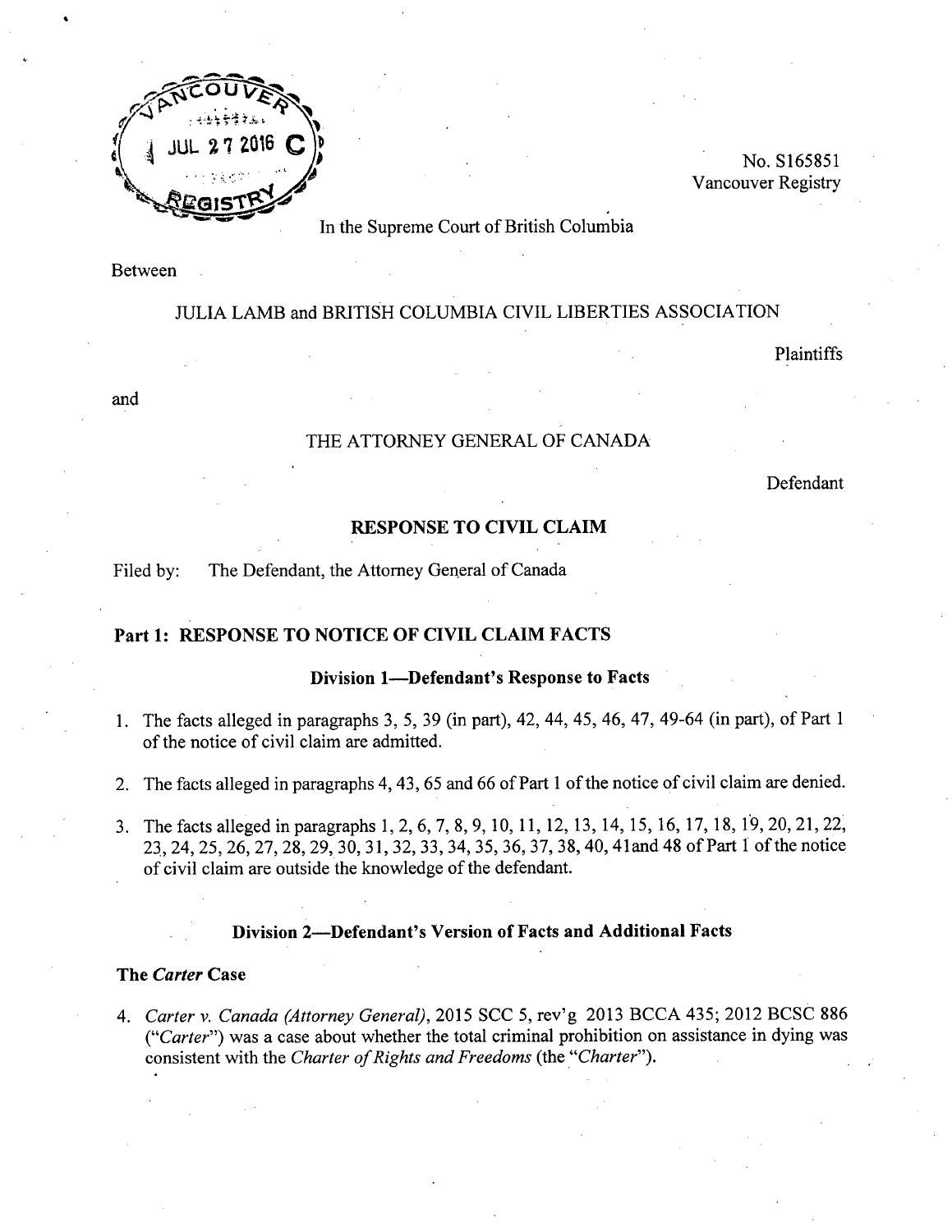No. S165851
Vancouver Registry

In the Supreme Court of British Columbia

Between

JULIA LAMB and BRITISH COLUMBIA CIVIL LIBERTIES ASSOCIATION

Plaintiffs

and

THE ATTORNEY GENERAL OF CANADA

Defendant

## RESPONSE TO CIVIL CLAIM

Filed by: The Defendant, the Attorney General of Canada

## Part 1: RESPONSE TO NOTICE OF CIVIL CLAIM FACTS

### Division 1—Defendant's Response to Facts

1. The facts alleged in paragraphs 3, 5, 39 (in part), 42, 44, 45, 46, 47, 49-64 (in part), of Part 1 of the notice of civil claim are admitted.

2. The facts alleged in paragraphs 4, 43, 65 and 66 of Part 1 of the notice of civil claim are denied.

3. The facts alleged in paragraphs 1, 2, 6, 7, 8, 9, 10, 11, 12, 13, 14, 15, 16, 17, 18, 19, 20, 21, 22, 23, 24, 25, 26, 27, 28, 29, 30, 31, 32, 33, 34, 35, 36, 37, 38, 40, 41and 48 of Part 1 of the notice of civil claim are outside the knowledge of the defendant.

### Division 2—Defendant's Version of Facts and Additional Facts

**The *Carter* Case**

4. *Carter v. Canada (Attorney General)*, 2015 SCC 5, rev'g 2013 BCCA 435; 2012 BCSC 886 ("*Carter*") was a case about whether the total criminal prohibition on assistance in dying was consistent with the *Charter of Rights and Freedoms* (the "*Charter*").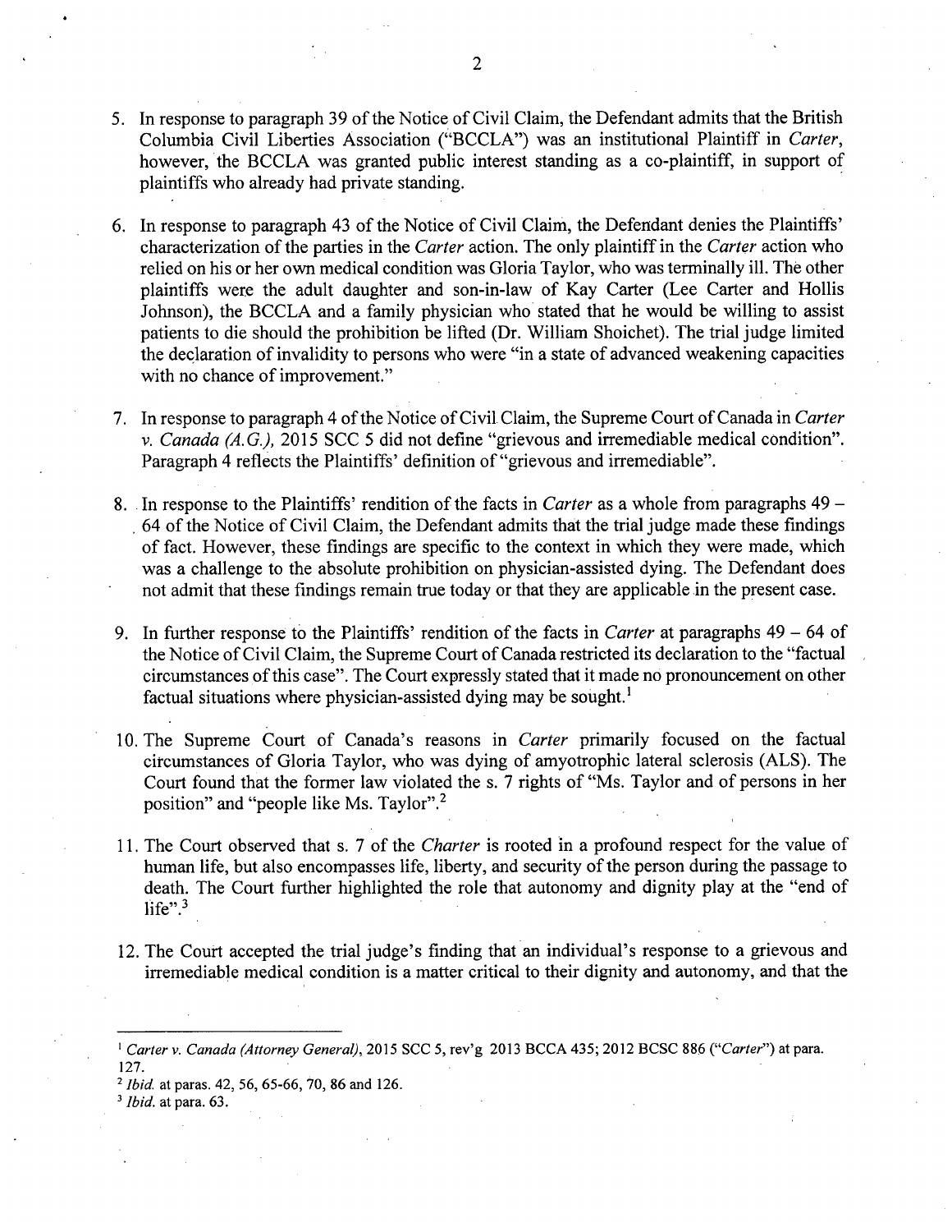5. In response to paragraph 39 of the Notice of Civil Claim, the Defendant admits that the British Columbia Civil Liberties Association ("BCCLA") was an institutional Plaintiff in *Carter*, however, the BCCLA was granted public interest standing as a co-plaintiff, in support of plaintiffs who already had private standing.

6. In response to paragraph 43 of the Notice of Civil Claim, the Defendant denies the Plaintiffs' characterization of the parties in the *Carter* action. The only plaintiff in the *Carter* action who relied on his or her own medical condition was Gloria Taylor, who was terminally ill. The other plaintiffs were the adult daughter and son-in-law of Kay Carter (Lee Carter and Hollis Johnson), the BCCLA and a family physician who stated that he would be willing to assist patients to die should the prohibition be lifted (Dr. William Shoichet). The trial judge limited the declaration of invalidity to persons who were "in a state of advanced weakening capacities with no chance of improvement."

7. In response to paragraph 4 of the Notice of Civil Claim, the Supreme Court of Canada in *Carter v. Canada (A.G.)*, 2015 SCC 5 did not define "grievous and irremediable medical condition". Paragraph 4 reflects the Plaintiffs' definition of "grievous and irremediable".

8. In response to the Plaintiffs' rendition of the facts in *Carter* as a whole from paragraphs 49 – 64 of the Notice of Civil Claim, the Defendant admits that the trial judge made these findings of fact. However, these findings are specific to the context in which they were made, which was a challenge to the absolute prohibition on physician-assisted dying. The Defendant does not admit that these findings remain true today or that they are applicable in the present case.

9. In further response to the Plaintiffs' rendition of the facts in *Carter* at paragraphs 49 – 64 of the Notice of Civil Claim, the Supreme Court of Canada restricted its declaration to the "factual circumstances of this case". The Court expressly stated that it made no pronouncement on other factual situations where physician-assisted dying may be sought.[1]

10. The Supreme Court of Canada's reasons in *Carter* primarily focused on the factual circumstances of Gloria Taylor, who was dying of amyotrophic lateral sclerosis (ALS). The Court found that the former law violated the s. 7 rights of "Ms. Taylor and of persons in her position" and "people like Ms. Taylor".[2]

11. The Court observed that s. 7 of the *Charter* is rooted in a profound respect for the value of human life, but also encompasses life, liberty, and security of the person during the passage to death. The Court further highlighted the role that autonomy and dignity play at the "end of life".[3]

12. The Court accepted the trial judge's finding that an individual's response to a grievous and irremediable medical condition is a matter critical to their dignity and autonomy, and that the

---

[1] *Carter v. Canada (Attorney General)*, 2015 SCC 5, rev'g 2013 BCCA 435; 2012 BCSC 886 ("*Carter*") at para. 127.

[2] *Ibid.* at paras. 42, 56, 65-66, 70, 86 and 126.

[3] *Ibid.* at para. 63.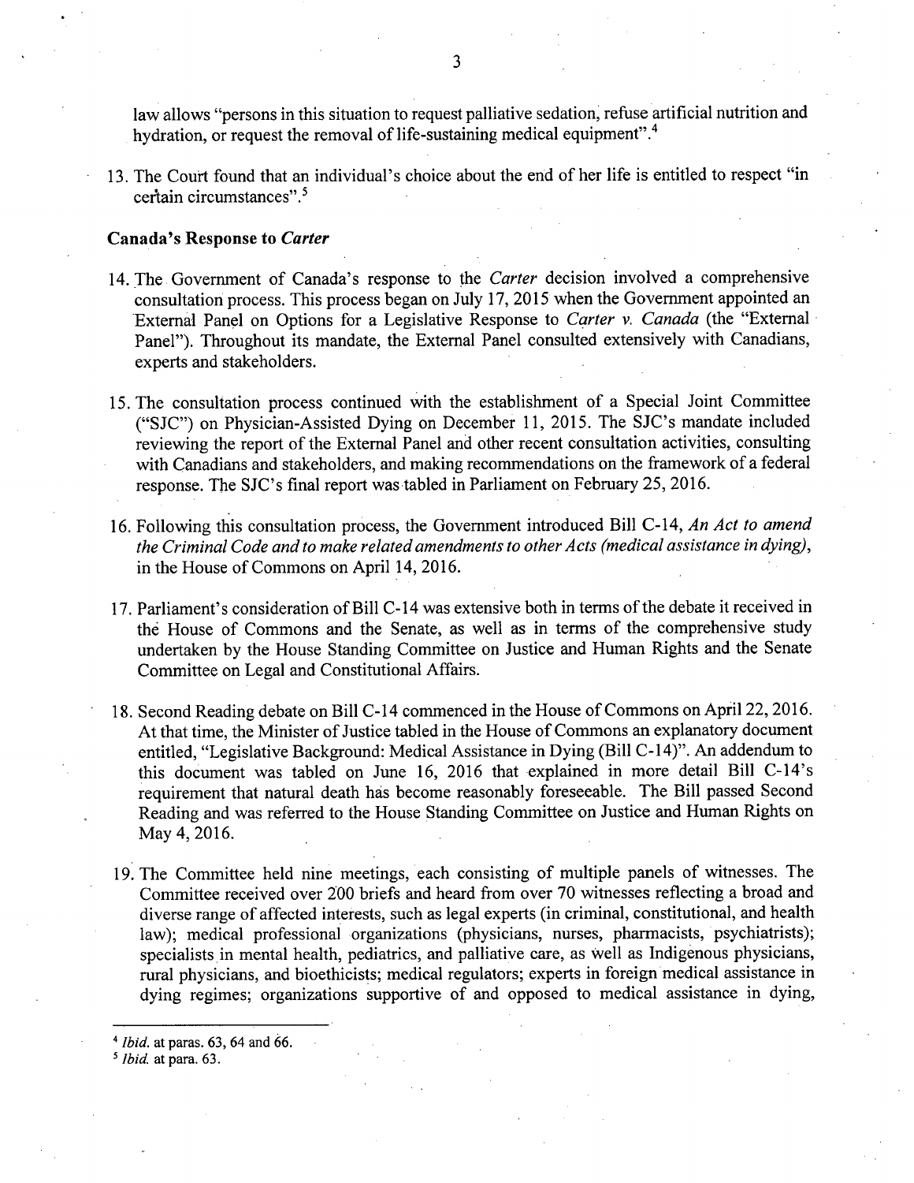law allows "persons in this situation to request palliative sedation, refuse artificial nutrition and hydration, or request the removal of life-sustaining medical equipment".[4]

13. The Court found that an individual's choice about the end of her life is entitled to respect "in certain circumstances".[5]

**Canada's Response to *Carter***

14. The Government of Canada's response to the *Carter* decision involved a comprehensive consultation process. This process began on July 17, 2015 when the Government appointed an External Panel on Options for a Legislative Response to *Carter v. Canada* (the "External Panel"). Throughout its mandate, the External Panel consulted extensively with Canadians, experts and stakeholders.

15. The consultation process continued with the establishment of a Special Joint Committee ("SJC") on Physician-Assisted Dying on December 11, 2015. The SJC's mandate included reviewing the report of the External Panel and other recent consultation activities, consulting with Canadians and stakeholders, and making recommendations on the framework of a federal response. The SJC's final report was tabled in Parliament on February 25, 2016.

16. Following this consultation process, the Government introduced Bill C-14, *An Act to amend the Criminal Code and to make related amendments to other Acts (medical assistance in dying)*, in the House of Commons on April 14, 2016.

17. Parliament's consideration of Bill C-14 was extensive both in terms of the debate it received in the House of Commons and the Senate, as well as in terms of the comprehensive study undertaken by the House Standing Committee on Justice and Human Rights and the Senate Committee on Legal and Constitutional Affairs.

18. Second Reading debate on Bill C-14 commenced in the House of Commons on April 22, 2016. At that time, the Minister of Justice tabled in the House of Commons an explanatory document entitled, "Legislative Background: Medical Assistance in Dying (Bill C-14)". An addendum to this document was tabled on June 16, 2016 that explained in more detail Bill C-14's requirement that natural death has become reasonably foreseeable. The Bill passed Second Reading and was referred to the House Standing Committee on Justice and Human Rights on May 4, 2016.

19. The Committee held nine meetings, each consisting of multiple panels of witnesses. The Committee received over 200 briefs and heard from over 70 witnesses reflecting a broad and diverse range of affected interests, such as legal experts (in criminal, constitutional, and health law); medical professional organizations (physicians, nurses, pharmacists, psychiatrists); specialists in mental health, pediatrics, and palliative care, as well as Indigenous physicians, rural physicians, and bioethicists; medical regulators; experts in foreign medical assistance in dying regimes; organizations supportive of and opposed to medical assistance in dying,

---

[4] *Ibid.* at paras. 63, 64 and 66.

[5] *Ibid.* at para. 63.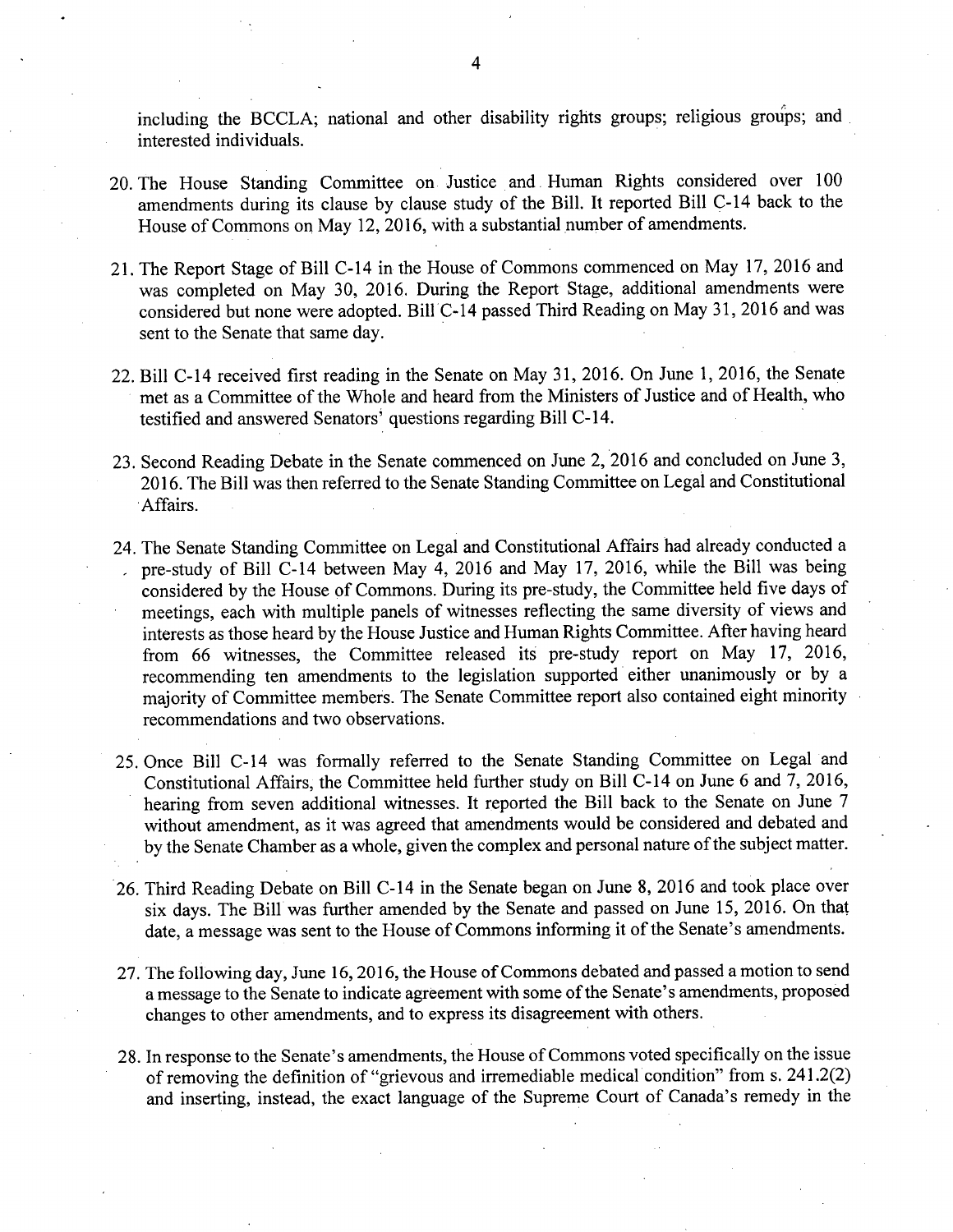including the BCCLA; national and other disability rights groups; religious groups; and interested individuals.

20. The House Standing Committee on Justice and Human Rights considered over 100 amendments during its clause by clause study of the Bill. It reported Bill C-14 back to the House of Commons on May 12, 2016, with a substantial number of amendments.

21. The Report Stage of Bill C-14 in the House of Commons commenced on May 17, 2016 and was completed on May 30, 2016. During the Report Stage, additional amendments were considered but none were adopted. Bill C-14 passed Third Reading on May 31, 2016 and was sent to the Senate that same day.

22. Bill C-14 received first reading in the Senate on May 31, 2016. On June 1, 2016, the Senate met as a Committee of the Whole and heard from the Ministers of Justice and of Health, who testified and answered Senators' questions regarding Bill C-14.

23. Second Reading Debate in the Senate commenced on June 2, 2016 and concluded on June 3, 2016. The Bill was then referred to the Senate Standing Committee on Legal and Constitutional Affairs.

24. The Senate Standing Committee on Legal and Constitutional Affairs had already conducted a pre-study of Bill C-14 between May 4, 2016 and May 17, 2016, while the Bill was being considered by the House of Commons. During its pre-study, the Committee held five days of meetings, each with multiple panels of witnesses reflecting the same diversity of views and interests as those heard by the House Justice and Human Rights Committee. After having heard from 66 witnesses, the Committee released its pre-study report on May 17, 2016, recommending ten amendments to the legislation supported either unanimously or by a majority of Committee members. The Senate Committee report also contained eight minority recommendations and two observations.

25. Once Bill C-14 was formally referred to the Senate Standing Committee on Legal and Constitutional Affairs, the Committee held further study on Bill C-14 on June 6 and 7, 2016, hearing from seven additional witnesses. It reported the Bill back to the Senate on June 7 without amendment, as it was agreed that amendments would be considered and debated and by the Senate Chamber as a whole, given the complex and personal nature of the subject matter.

26. Third Reading Debate on Bill C-14 in the Senate began on June 8, 2016 and took place over six days. The Bill was further amended by the Senate and passed on June 15, 2016. On that date, a message was sent to the House of Commons informing it of the Senate's amendments.

27. The following day, June 16, 2016, the House of Commons debated and passed a motion to send a message to the Senate to indicate agreement with some of the Senate's amendments, proposed changes to other amendments, and to express its disagreement with others.

28. In response to the Senate's amendments, the House of Commons voted specifically on the issue of removing the definition of "grievous and irremediable medical condition" from s. 241.2(2) and inserting, instead, the exact language of the Supreme Court of Canada's remedy in the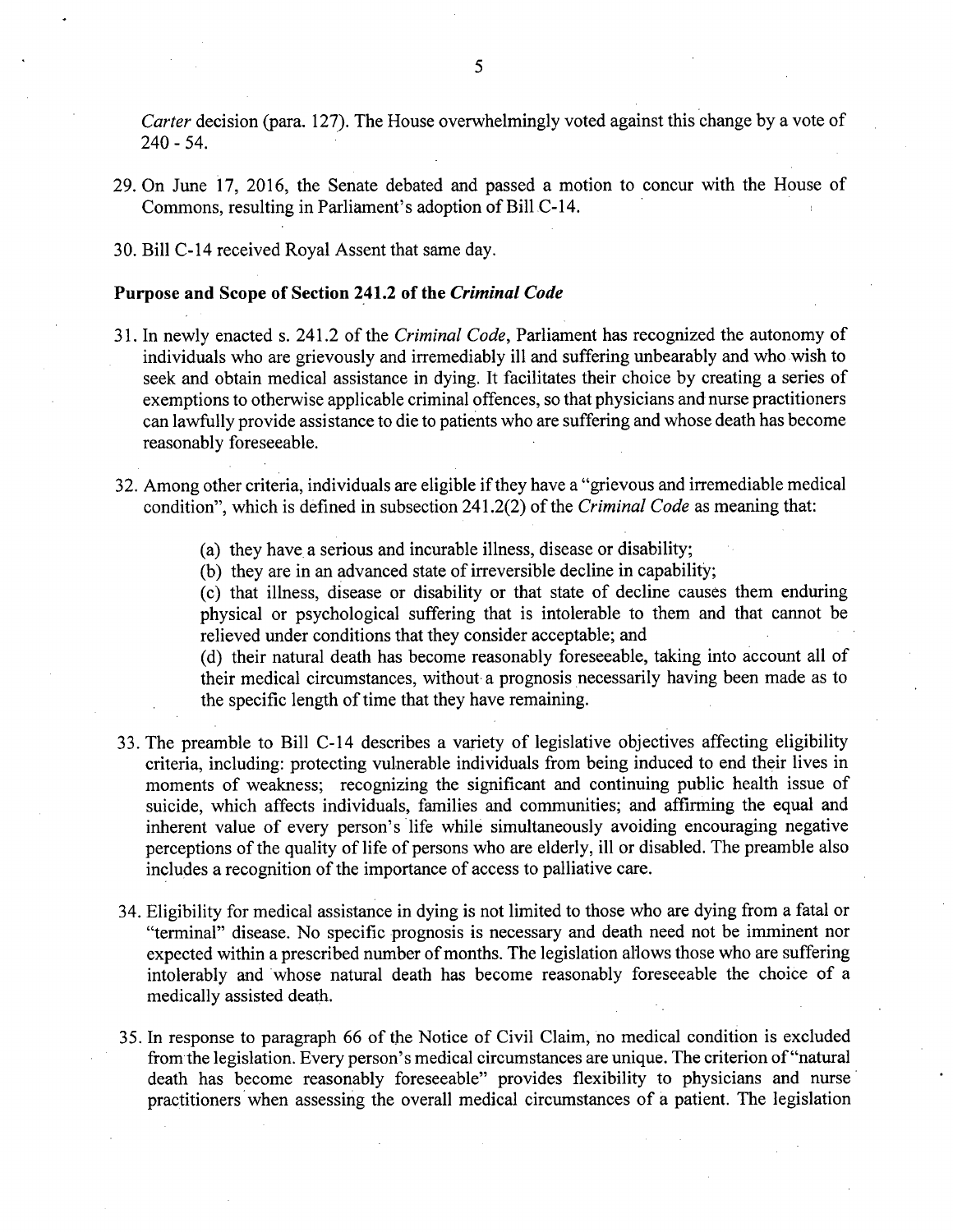*Carter* decision (para. 127). The House overwhelmingly voted against this change by a vote of 240 - 54.

29. On June 17, 2016, the Senate debated and passed a motion to concur with the House of Commons, resulting in Parliament's adoption of Bill C-14.

30. Bill C-14 received Royal Assent that same day.

**Purpose and Scope of Section 241.2 of the *Criminal Code***

31. In newly enacted s. 241.2 of the *Criminal Code*, Parliament has recognized the autonomy of individuals who are grievously and irremediably ill and suffering unbearably and who wish to seek and obtain medical assistance in dying. It facilitates their choice by creating a series of exemptions to otherwise applicable criminal offences, so that physicians and nurse practitioners can lawfully provide assistance to die to patients who are suffering and whose death has become reasonably foreseeable.

32. Among other criteria, individuals are eligible if they have a "grievous and irremediable medical condition", which is defined in subsection 241.2(2) of the *Criminal Code* as meaning that:

    (a) they have a serious and incurable illness, disease or disability;

    (b) they are in an advanced state of irreversible decline in capability;

    (c) that illness, disease or disability or that state of decline causes them enduring physical or psychological suffering that is intolerable to them and that cannot be relieved under conditions that they consider acceptable; and

    (d) their natural death has become reasonably foreseeable, taking into account all of their medical circumstances, without a prognosis necessarily having been made as to the specific length of time that they have remaining.

33. The preamble to Bill C-14 describes a variety of legislative objectives affecting eligibility criteria, including: protecting vulnerable individuals from being induced to end their lives in moments of weakness; recognizing the significant and continuing public health issue of suicide, which affects individuals, families and communities; and affirming the equal and inherent value of every person's life while simultaneously avoiding encouraging negative perceptions of the quality of life of persons who are elderly, ill or disabled. The preamble also includes a recognition of the importance of access to palliative care.

34. Eligibility for medical assistance in dying is not limited to those who are dying from a fatal or "terminal" disease. No specific prognosis is necessary and death need not be imminent nor expected within a prescribed number of months. The legislation allows those who are suffering intolerably and whose natural death has become reasonably foreseeable the choice of a medically assisted death.

35. In response to paragraph 66 of the Notice of Civil Claim, no medical condition is excluded from the legislation. Every person's medical circumstances are unique. The criterion of "natural death has become reasonably foreseeable" provides flexibility to physicians and nurse practitioners when assessing the overall medical circumstances of a patient. The legislation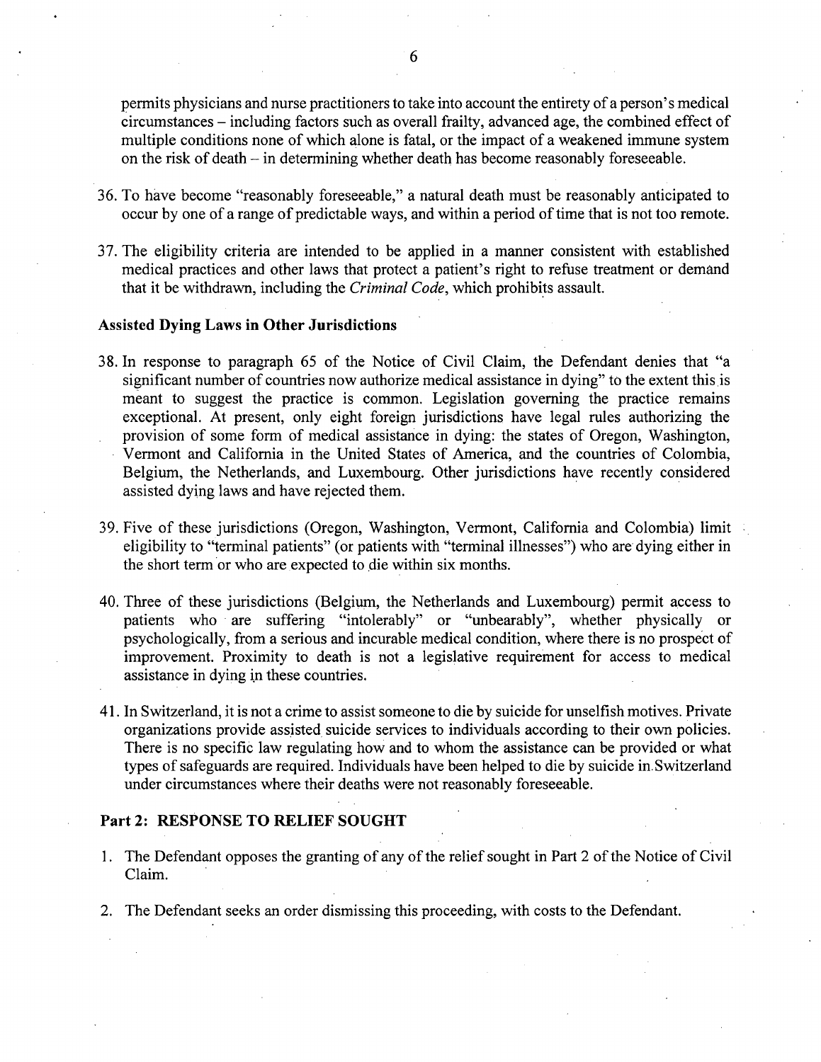permits physicians and nurse practitioners to take into account the entirety of a person's medical circumstances – including factors such as overall frailty, advanced age, the combined effect of multiple conditions none of which alone is fatal, or the impact of a weakened immune system on the risk of death – in determining whether death has become reasonably foreseeable.

36. To have become "reasonably foreseeable," a natural death must be reasonably anticipated to occur by one of a range of predictable ways, and within a period of time that is not too remote.

37. The eligibility criteria are intended to be applied in a manner consistent with established medical practices and other laws that protect a patient's right to refuse treatment or demand that it be withdrawn, including the *Criminal Code*, which prohibits assault.

**Assisted Dying Laws in Other Jurisdictions**

38. In response to paragraph 65 of the Notice of Civil Claim, the Defendant denies that "a significant number of countries now authorize medical assistance in dying" to the extent this is meant to suggest the practice is common. Legislation governing the practice remains exceptional. At present, only eight foreign jurisdictions have legal rules authorizing the provision of some form of medical assistance in dying: the states of Oregon, Washington, Vermont and California in the United States of America, and the countries of Colombia, Belgium, the Netherlands, and Luxembourg. Other jurisdictions have recently considered assisted dying laws and have rejected them.

39. Five of these jurisdictions (Oregon, Washington, Vermont, California and Colombia) limit eligibility to "terminal patients" (or patients with "terminal illnesses") who are dying either in the short term or who are expected to die within six months.

40. Three of these jurisdictions (Belgium, the Netherlands and Luxembourg) permit access to patients who are suffering "intolerably" or "unbearably", whether physically or psychologically, from a serious and incurable medical condition, where there is no prospect of improvement. Proximity to death is not a legislative requirement for access to medical assistance in dying in these countries.

41. In Switzerland, it is not a crime to assist someone to die by suicide for unselfish motives. Private organizations provide assisted suicide services to individuals according to their own policies. There is no specific law regulating how and to whom the assistance can be provided or what types of safeguards are required. Individuals have been helped to die by suicide in Switzerland under circumstances where their deaths were not reasonably foreseeable.

**Part 2: RESPONSE TO RELIEF SOUGHT**

1. The Defendant opposes the granting of any of the relief sought in Part 2 of the Notice of Civil Claim.

2. The Defendant seeks an order dismissing this proceeding, with costs to the Defendant.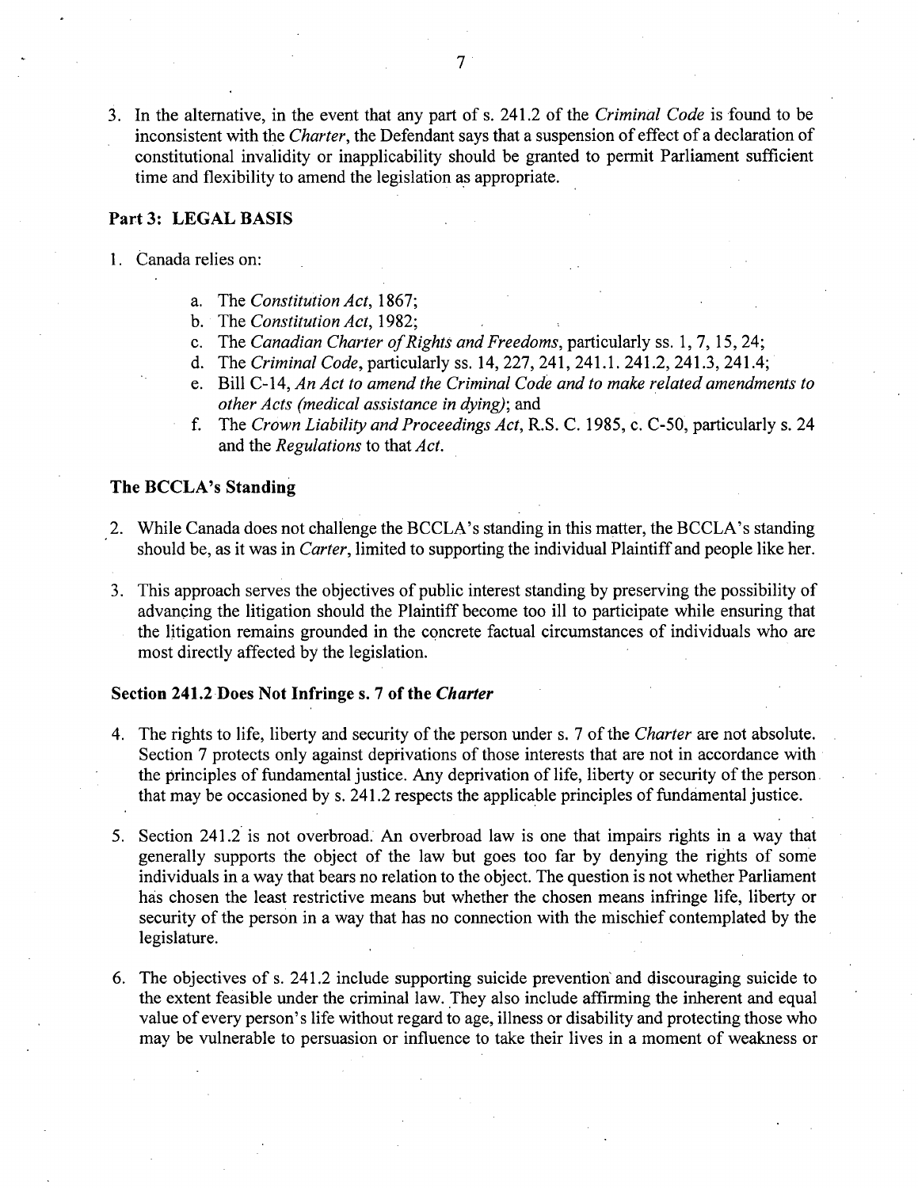3. In the alternative, in the event that any part of s. 241.2 of the *Criminal Code* is found to be inconsistent with the *Charter*, the Defendant says that a suspension of effect of a declaration of constitutional invalidity or inapplicability should be granted to permit Parliament sufficient time and flexibility to amend the legislation as appropriate.

## Part 3: LEGAL BASIS

1. Canada relies on:

   a. The *Constitution Act*, 1867;
   b. The *Constitution Act*, 1982;
   c. The *Canadian Charter of Rights and Freedoms*, particularly ss. 1, 7, 15, 24;
   d. The *Criminal Code*, particularly ss. 14, 227, 241, 241.1. 241.2, 241.3, 241.4;
   e. Bill C-14, *An Act to amend the Criminal Code and to make related amendments to other Acts (medical assistance in dying)*; and
   f. The *Crown Liability and Proceedings Act*, R.S. C. 1985, c. C-50, particularly s. 24 and the *Regulations* to that *Act*.

### The BCCLA's Standing

2. While Canada does not challenge the BCCLA's standing in this matter, the BCCLA's standing should be, as it was in *Carter*, limited to supporting the individual Plaintiff and people like her.

3. This approach serves the objectives of public interest standing by preserving the possibility of advancing the litigation should the Plaintiff become too ill to participate while ensuring that the litigation remains grounded in the concrete factual circumstances of individuals who are most directly affected by the legislation.

### Section 241.2 Does Not Infringe s. 7 of the *Charter*

4. The rights to life, liberty and security of the person under s. 7 of the *Charter* are not absolute. Section 7 protects only against deprivations of those interests that are not in accordance with the principles of fundamental justice. Any deprivation of life, liberty or security of the person that may be occasioned by s. 241.2 respects the applicable principles of fundamental justice.

5. Section 241.2 is not overbroad. An overbroad law is one that impairs rights in a way that generally supports the object of the law but goes too far by denying the rights of some individuals in a way that bears no relation to the object. The question is not whether Parliament has chosen the least restrictive means but whether the chosen means infringe life, liberty or security of the person in a way that has no connection with the mischief contemplated by the legislature.

6. The objectives of s. 241.2 include supporting suicide prevention and discouraging suicide to the extent feasible under the criminal law. They also include affirming the inherent and equal value of every person's life without regard to age, illness or disability and protecting those who may be vulnerable to persuasion or influence to take their lives in a moment of weakness or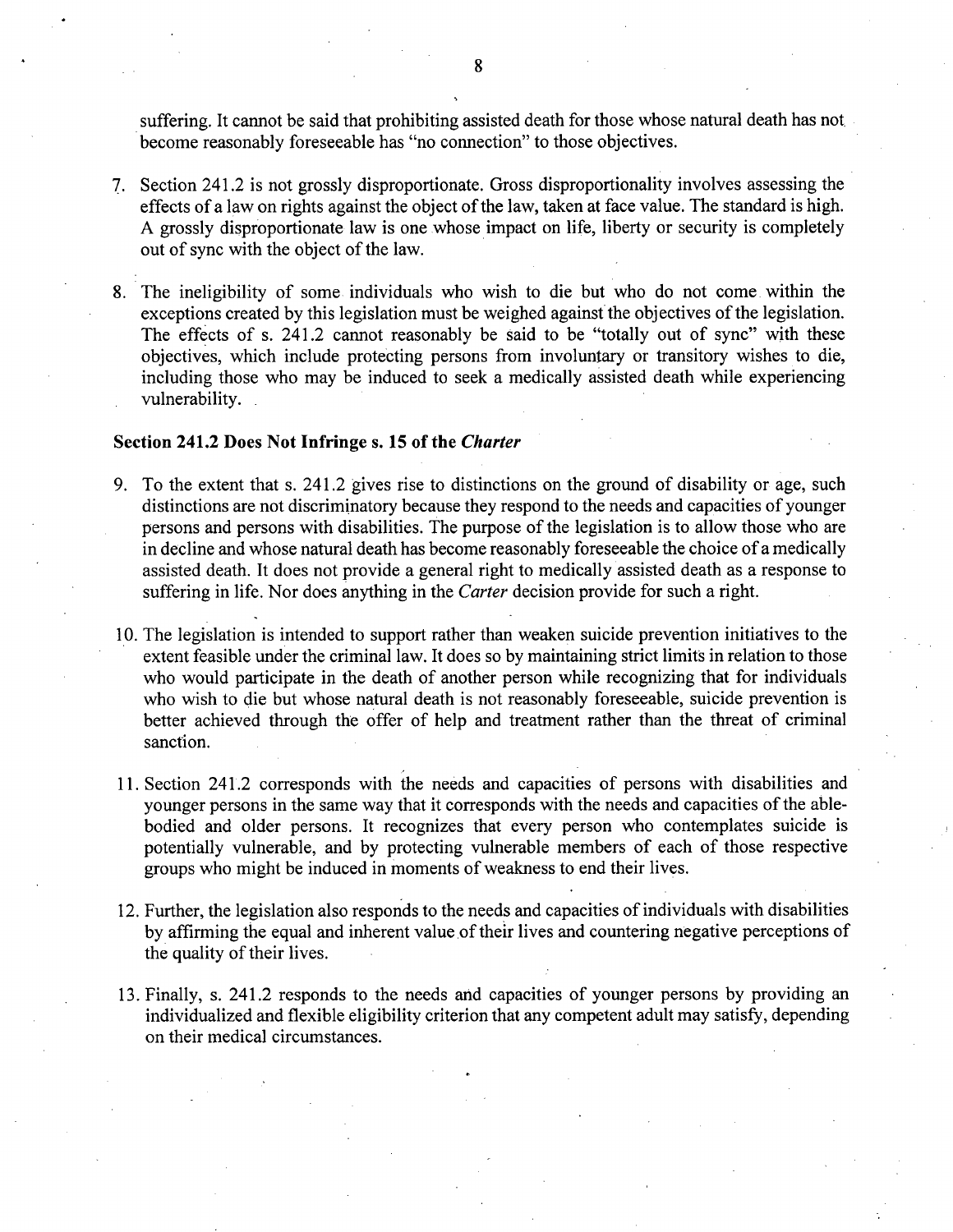suffering. It cannot be said that prohibiting assisted death for those whose natural death has not become reasonably foreseeable has "no connection" to those objectives.

7. Section 241.2 is not grossly disproportionate. Gross disproportionality involves assessing the effects of a law on rights against the object of the law, taken at face value. The standard is high. A grossly disproportionate law is one whose impact on life, liberty or security is completely out of sync with the object of the law.

8. The ineligibility of some individuals who wish to die but who do not come within the exceptions created by this legislation must be weighed against the objectives of the legislation. The effects of s. 241.2 cannot reasonably be said to be "totally out of sync" with these objectives, which include protecting persons from involuntary or transitory wishes to die, including those who may be induced to seek a medically assisted death while experiencing vulnerability.

### Section 241.2 Does Not Infringe s. 15 of the *Charter*

9. To the extent that s. 241.2 gives rise to distinctions on the ground of disability or age, such distinctions are not discriminatory because they respond to the needs and capacities of younger persons and persons with disabilities. The purpose of the legislation is to allow those who are in decline and whose natural death has become reasonably foreseeable the choice of a medically assisted death. It does not provide a general right to medically assisted death as a response to suffering in life. Nor does anything in the *Carter* decision provide for such a right.

10. The legislation is intended to support rather than weaken suicide prevention initiatives to the extent feasible under the criminal law. It does so by maintaining strict limits in relation to those who would participate in the death of another person while recognizing that for individuals who wish to die but whose natural death is not reasonably foreseeable, suicide prevention is better achieved through the offer of help and treatment rather than the threat of criminal sanction.

11. Section 241.2 corresponds with the needs and capacities of persons with disabilities and younger persons in the same way that it corresponds with the needs and capacities of the able-bodied and older persons. It recognizes that every person who contemplates suicide is potentially vulnerable, and by protecting vulnerable members of each of those respective groups who might be induced in moments of weakness to end their lives.

12. Further, the legislation also responds to the needs and capacities of individuals with disabilities by affirming the equal and inherent value of their lives and countering negative perceptions of the quality of their lives.

13. Finally, s. 241.2 responds to the needs and capacities of younger persons by providing an individualized and flexible eligibility criterion that any competent adult may satisfy, depending on their medical circumstances.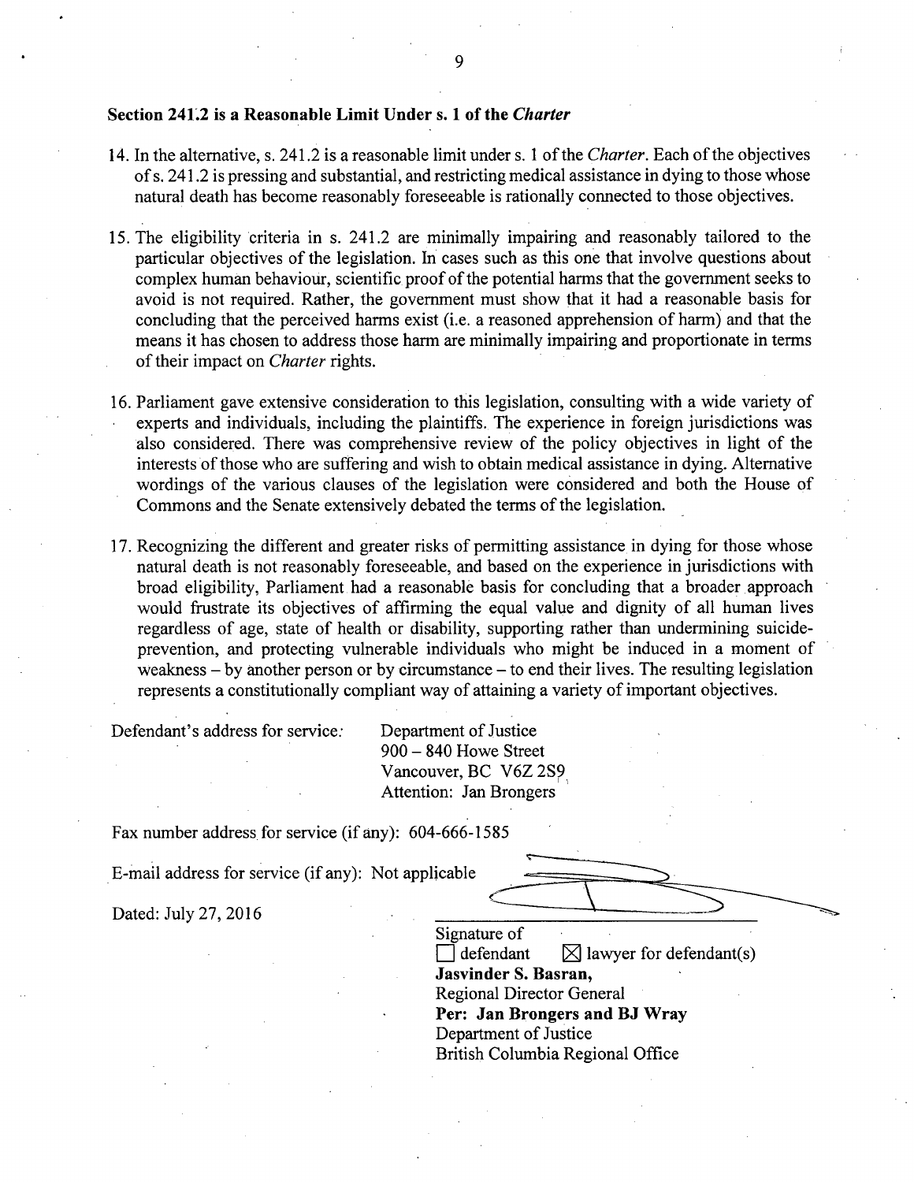## Section 241.2 is a Reasonable Limit Under s. 1 of the *Charter*

14. In the alternative, s. 241.2 is a reasonable limit under s. 1 of the *Charter*. Each of the objectives of s. 241.2 is pressing and substantial, and restricting medical assistance in dying to those whose natural death has become reasonably foreseeable is rationally connected to those objectives.

15. The eligibility criteria in s. 241.2 are minimally impairing and reasonably tailored to the particular objectives of the legislation. In cases such as this one that involve questions about complex human behaviour, scientific proof of the potential harms that the government seeks to avoid is not required. Rather, the government must show that it had a reasonable basis for concluding that the perceived harms exist (i.e. a reasoned apprehension of harm) and that the means it has chosen to address those harm are minimally impairing and proportionate in terms of their impact on *Charter* rights.

16. Parliament gave extensive consideration to this legislation, consulting with a wide variety of experts and individuals, including the plaintiffs. The experience in foreign jurisdictions was also considered. There was comprehensive review of the policy objectives in light of the interests of those who are suffering and wish to obtain medical assistance in dying. Alternative wordings of the various clauses of the legislation were considered and both the House of Commons and the Senate extensively debated the terms of the legislation.

17. Recognizing the different and greater risks of permitting assistance in dying for those whose natural death is not reasonably foreseeable, and based on the experience in jurisdictions with broad eligibility, Parliament had a reasonable basis for concluding that a broader approach would frustrate its objectives of affirming the equal value and dignity of all human lives regardless of age, state of health or disability, supporting rather than undermining suicide-prevention, and protecting vulnerable individuals who might be induced in a moment of weakness – by another person or by circumstance – to end their lives. The resulting legislation represents a constitutionally compliant way of attaining a variety of important objectives.

Defendant's address for service: Department of Justice
900 – 840 Howe Street
Vancouver, BC V6Z 2S9
Attention: Jan Brongers

Fax number address for service (if any): 604-666-1585

E-mail address for service (if any): Not applicable

Dated: July 27, 2016

Signature of
☐ defendant ☒ lawyer for defendant(s)
**Jasvinder S. Basran,**
Regional Director General
**Per: Jan Brongers and BJ Wray**
Department of Justice
British Columbia Regional Office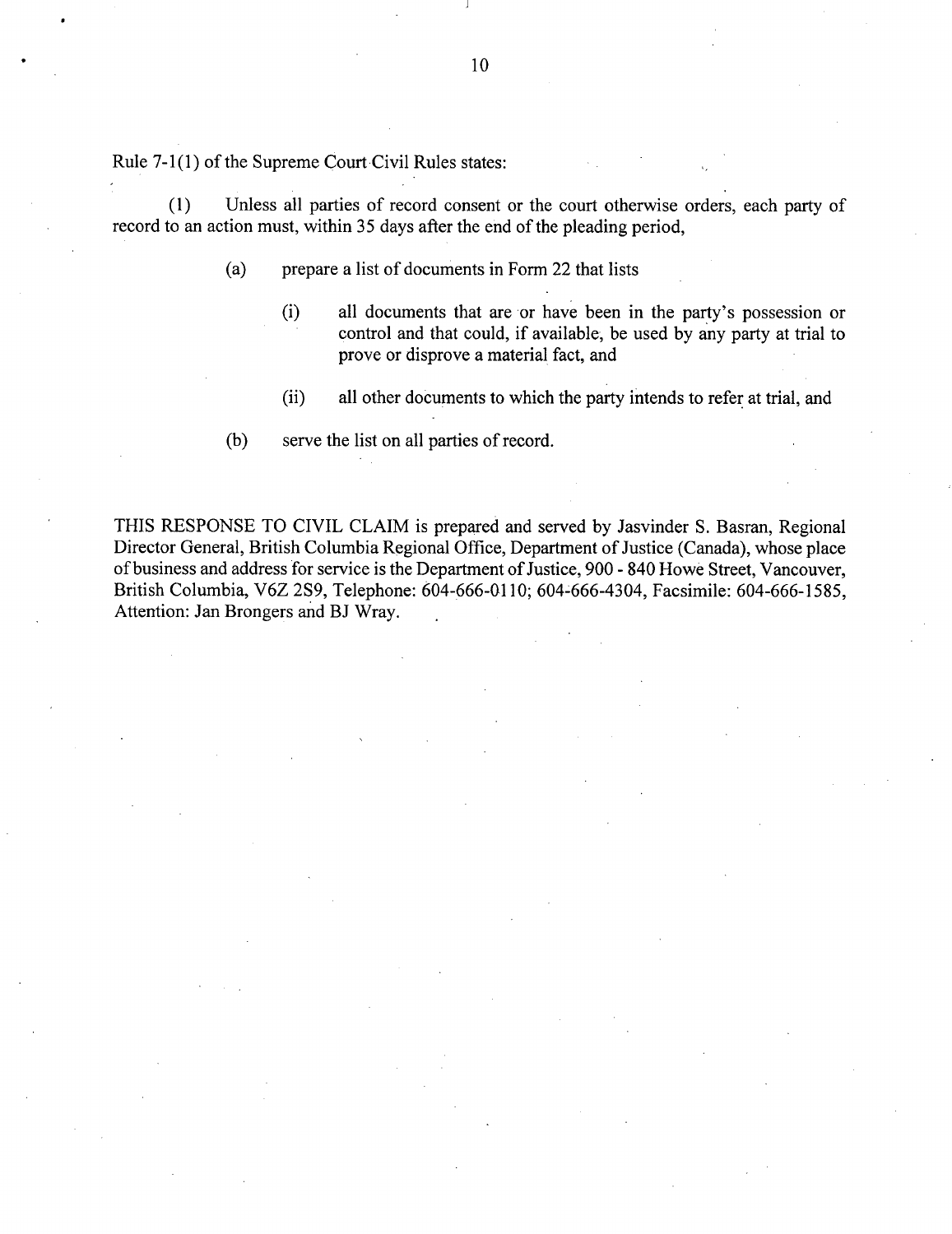Rule 7-1(1) of the Supreme Court Civil Rules states:

(1) Unless all parties of record consent or the court otherwise orders, each party of record to an action must, within 35 days after the end of the pleading period,

(a) prepare a list of documents in Form 22 that lists

(i) all documents that are or have been in the party's possession or control and that could, if available, be used by any party at trial to prove or disprove a material fact, and

(ii) all other documents to which the party intends to refer at trial, and

(b) serve the list on all parties of record.

THIS RESPONSE TO CIVIL CLAIM is prepared and served by Jasvinder S. Basran, Regional Director General, British Columbia Regional Office, Department of Justice (Canada), whose place of business and address for service is the Department of Justice, 900 - 840 Howe Street, Vancouver, British Columbia, V6Z 2S9, Telephone: 604-666-0110; 604-666-4304, Facsimile: 604-666-1585, Attention: Jan Brongers and BJ Wray.